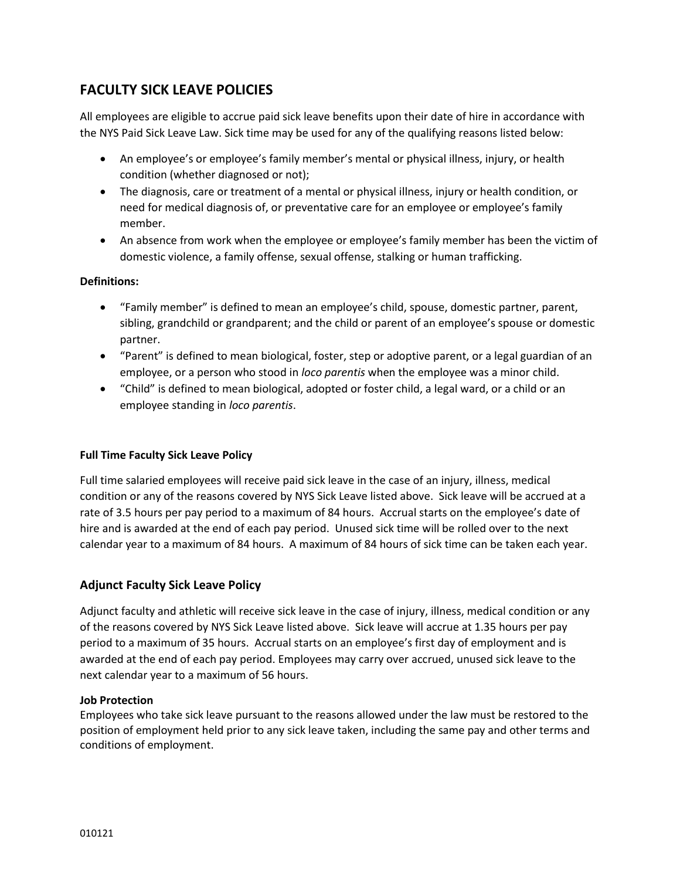# FACULTY SICK LEAVE POLICIES

All employees are eligible to accrue paid sick leave benefits upon their date of hire in accordance with the NYS Paid Sick Leave Law. Sick time may be used for any of the qualifying reasons listed below:

- An employee's or employee's family member's mental or physical illness, injury, or health condition (whether diagnosed or not);
- The diagnosis, care or treatment of a mental or physical illness, injury or health condition, or need for medical diagnosis of, or preventative care for an employee or employee's family member.
- An absence from work when the employee or employee's family member has been the victim of domestic violence, a family offense, sexual offense, stalking or human trafficking.

**Definitions:**

- "Family member" is defined to mean an employee's child, spouse, domestic partner, parent, sibling, grandchild or grandparent; and the child or parent of an employee's spouse or domestic partner.
- "Parent" is defined to mean biological, foster, step or adoptive parent, or a legal guardian of an employee, or a person who stood in *loco parentis* when the employee was a minor child.
- "Child" is defined to mean biological, adopted or foster child, a legal ward, or a child or an employee standing in *loco parentis*.

### Full Time Faculty Sick Leave Policy

Full time salaried employees will receive paid sick leave in the case of an injury, illness, medical condition or any of the reasons covered by NYS Sick Leave listed above. Sick leave will be accrued at a rate of 3.5 hours per pay period to a maximum of 84 hours. Accrual starts on the employee's date of hire and is awarded at the end of each pay period. Unused sick time will be rolled over to the next calendar year to a maximum of 84 hours. A maximum of 84 hours of sick time can be taken each year.

## Adjunct Faculty Sick Leave Policy

Adjunct faculty and athletic will receive sick leave in the case of injury, illness, medical condition or any of the reasons covered by NYS Sick Leave listed above. Sick leave will accrue at 1.35 hours per pay period to a maximum of 35 hours. Accrual starts on an employee's first day of employment and is awarded at the end of each pay period. Employees may carry over accrued, unused sick leave to the next calendar year to a maximum of 56 hours.

**Job Protection**

Employees who take sick leave pursuant to the reasons allowed under the law must be restored to the position of employment held prior to any sick leave taken, including the same pay and other terms and conditions of employment.

010121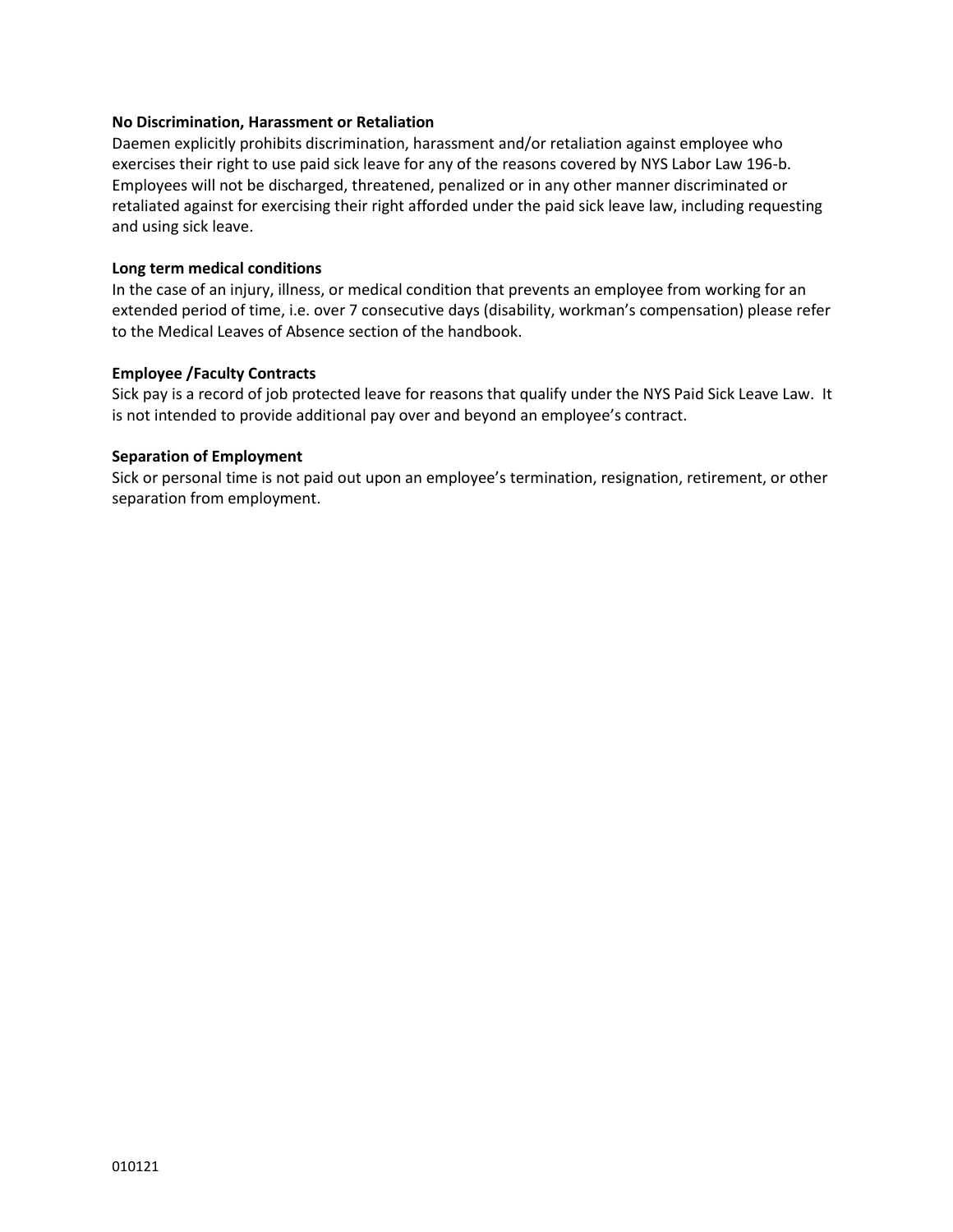**No Discrimination, Harassment or Retaliation**

Daemen explicitly prohibits discrimination, harassment and/or retaliation against employee who exercises their right to use paid sick leave for any of the reasons covered by NYS Labor Law 196-b. Employees will not be discharged, threatened, penalized or in any other manner discriminated or retaliated against for exercising their right afforded under the paid sick leave law, including requesting and using sick leave.

**Long term medical conditions**

In the case of an injury, illness, or medical condition that prevents an employee from working for an extended period of time, i.e. over 7 consecutive days (disability, workman's compensation) please refer to the Medical Leaves of Absence section of the handbook.

**Employee /Faculty Contracts**

Sick pay is a record of job protected leave for reasons that qualify under the NYS Paid Sick Leave Law. It is not intended to provide additional pay over and beyond an employee's contract.

**Separation of Employment**

Sick or personal time is not paid out upon an employee's termination, resignation, retirement, or other separation from employment.

010121